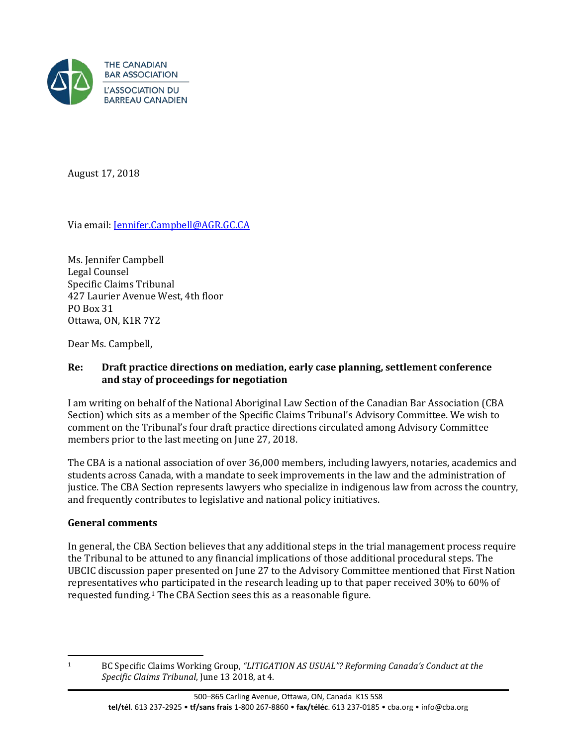THE CANADIAN BAR ASSOCIATION
L'ASSOCIATION DU BARREAU CANADIEN

August 17, 2018

Via email: Jennifer.Campbell@AGR.GC.CA

Ms. Jennifer Campbell
Legal Counsel
Specific Claims Tribunal
427 Laurier Avenue West, 4th floor
PO Box 31
Ottawa, ON, K1R 7Y2

Dear Ms. Campbell,

**Re: Draft practice directions on mediation, early case planning, settlement conference and stay of proceedings for negotiation**

I am writing on behalf of the National Aboriginal Law Section of the Canadian Bar Association (CBA Section) which sits as a member of the Specific Claims Tribunal's Advisory Committee. We wish to comment on the Tribunal's four draft practice directions circulated among Advisory Committee members prior to the last meeting on June 27, 2018.

The CBA is a national association of over 36,000 members, including lawyers, notaries, academics and students across Canada, with a mandate to seek improvements in the law and the administration of justice. The CBA Section represents lawyers who specialize in indigenous law from across the country, and frequently contributes to legislative and national policy initiatives.

**General comments**

In general, the CBA Section believes that any additional steps in the trial management process require the Tribunal to be attuned to any financial implications of those additional procedural steps. The UBCIC discussion paper presented on June 27 to the Advisory Committee mentioned that First Nation representatives who participated in the research leading up to that paper received 30% to 60% of requested funding.[1] The CBA Section sees this as a reasonable figure.

---

[1] BC Specific Claims Working Group, *"LITIGATION AS USUAL"? Reforming Canada's Conduct at the Specific Claims Tribunal*, June 13 2018, at 4.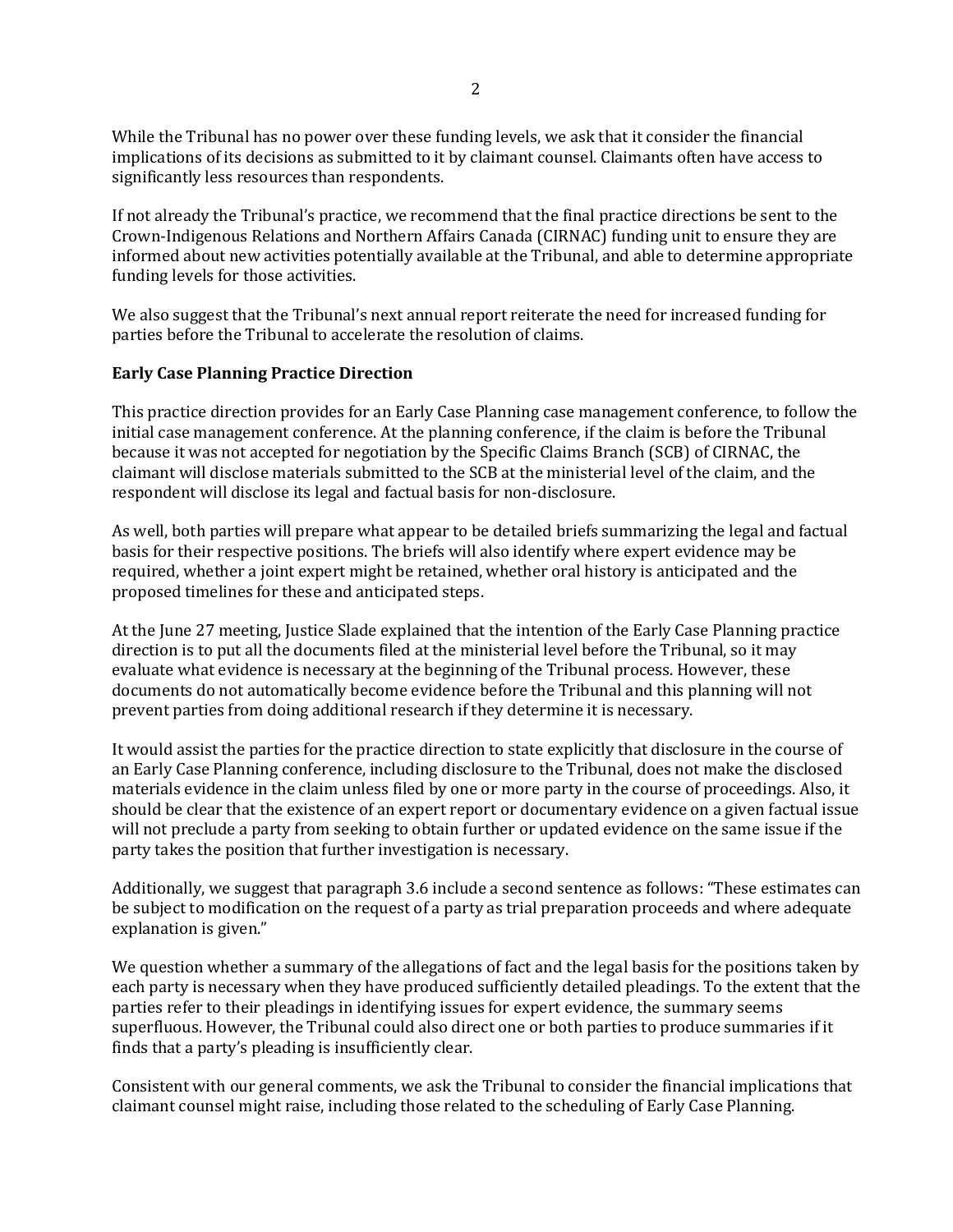While the Tribunal has no power over these funding levels, we ask that it consider the financial implications of its decisions as submitted to it by claimant counsel. Claimants often have access to significantly less resources than respondents.

If not already the Tribunal's practice, we recommend that the final practice directions be sent to the Crown-Indigenous Relations and Northern Affairs Canada (CIRNAC) funding unit to ensure they are informed about new activities potentially available at the Tribunal, and able to determine appropriate funding levels for those activities.

We also suggest that the Tribunal's next annual report reiterate the need for increased funding for parties before the Tribunal to accelerate the resolution of claims.

**Early Case Planning Practice Direction**

This practice direction provides for an Early Case Planning case management conference, to follow the initial case management conference. At the planning conference, if the claim is before the Tribunal because it was not accepted for negotiation by the Specific Claims Branch (SCB) of CIRNAC, the claimant will disclose materials submitted to the SCB at the ministerial level of the claim, and the respondent will disclose its legal and factual basis for non-disclosure.

As well, both parties will prepare what appear to be detailed briefs summarizing the legal and factual basis for their respective positions. The briefs will also identify where expert evidence may be required, whether a joint expert might be retained, whether oral history is anticipated and the proposed timelines for these and anticipated steps.

At the June 27 meeting, Justice Slade explained that the intention of the Early Case Planning practice direction is to put all the documents filed at the ministerial level before the Tribunal, so it may evaluate what evidence is necessary at the beginning of the Tribunal process. However, these documents do not automatically become evidence before the Tribunal and this planning will not prevent parties from doing additional research if they determine it is necessary.

It would assist the parties for the practice direction to state explicitly that disclosure in the course of an Early Case Planning conference, including disclosure to the Tribunal, does not make the disclosed materials evidence in the claim unless filed by one or more party in the course of proceedings. Also, it should be clear that the existence of an expert report or documentary evidence on a given factual issue will not preclude a party from seeking to obtain further or updated evidence on the same issue if the party takes the position that further investigation is necessary.

Additionally, we suggest that paragraph 3.6 include a second sentence as follows: "These estimates can be subject to modification on the request of a party as trial preparation proceeds and where adequate explanation is given."

We question whether a summary of the allegations of fact and the legal basis for the positions taken by each party is necessary when they have produced sufficiently detailed pleadings. To the extent that the parties refer to their pleadings in identifying issues for expert evidence, the summary seems superfluous. However, the Tribunal could also direct one or both parties to produce summaries if it finds that a party's pleading is insufficiently clear.

Consistent with our general comments, we ask the Tribunal to consider the financial implications that claimant counsel might raise, including those related to the scheduling of Early Case Planning.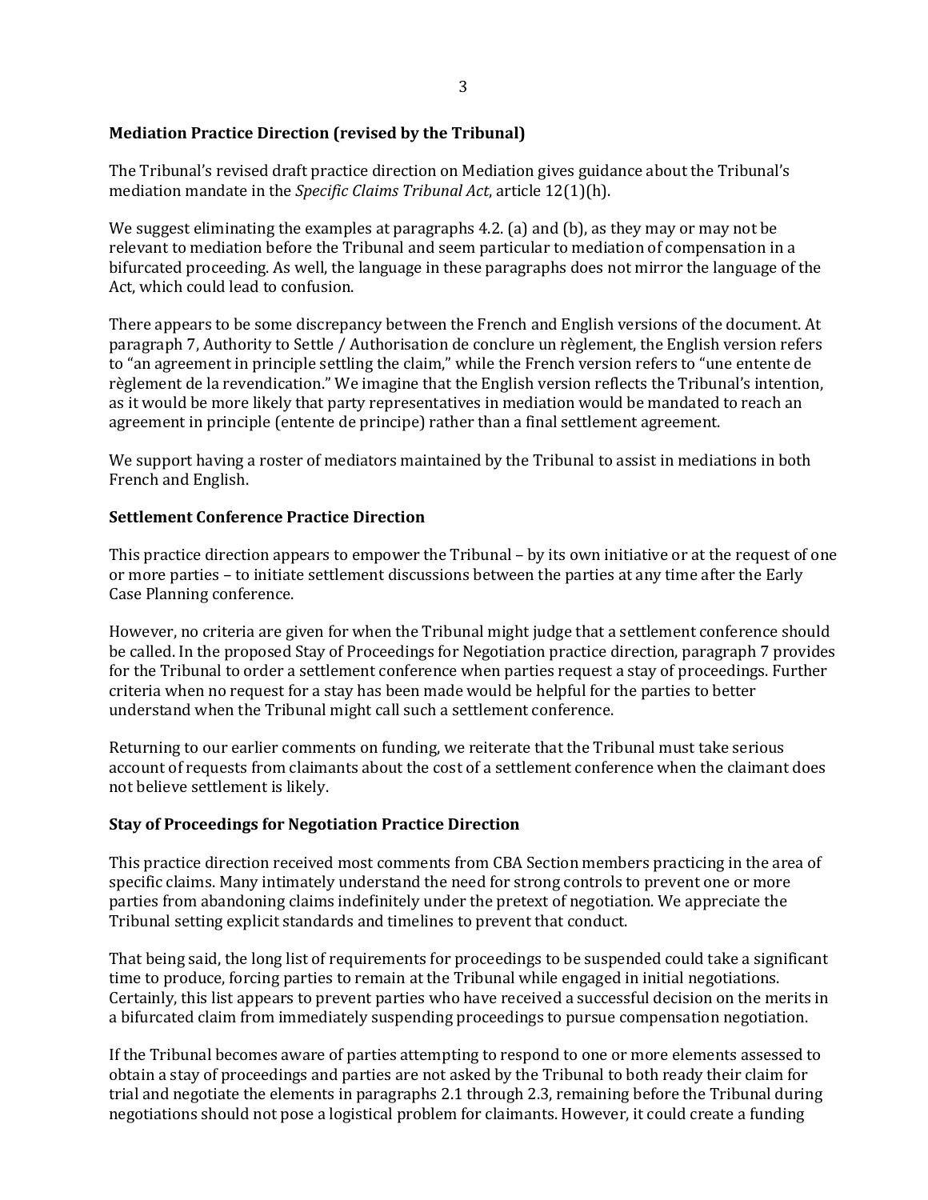**Mediation Practice Direction (revised by the Tribunal)**

The Tribunal's revised draft practice direction on Mediation gives guidance about the Tribunal's mediation mandate in the *Specific Claims Tribunal Act*, article 12(1)(h).

We suggest eliminating the examples at paragraphs 4.2. (a) and (b), as they may or may not be relevant to mediation before the Tribunal and seem particular to mediation of compensation in a bifurcated proceeding. As well, the language in these paragraphs does not mirror the language of the Act, which could lead to confusion.

There appears to be some discrepancy between the French and English versions of the document. At paragraph 7, Authority to Settle / Authorisation de conclure un règlement, the English version refers to "an agreement in principle settling the claim," while the French version refers to "une entente de règlement de la revendication." We imagine that the English version reflects the Tribunal's intention, as it would be more likely that party representatives in mediation would be mandated to reach an agreement in principle (entente de principe) rather than a final settlement agreement.

We support having a roster of mediators maintained by the Tribunal to assist in mediations in both French and English.

**Settlement Conference Practice Direction**

This practice direction appears to empower the Tribunal – by its own initiative or at the request of one or more parties – to initiate settlement discussions between the parties at any time after the Early Case Planning conference.

However, no criteria are given for when the Tribunal might judge that a settlement conference should be called. In the proposed Stay of Proceedings for Negotiation practice direction, paragraph 7 provides for the Tribunal to order a settlement conference when parties request a stay of proceedings. Further criteria when no request for a stay has been made would be helpful for the parties to better understand when the Tribunal might call such a settlement conference.

Returning to our earlier comments on funding, we reiterate that the Tribunal must take serious account of requests from claimants about the cost of a settlement conference when the claimant does not believe settlement is likely.

**Stay of Proceedings for Negotiation Practice Direction**

This practice direction received most comments from CBA Section members practicing in the area of specific claims. Many intimately understand the need for strong controls to prevent one or more parties from abandoning claims indefinitely under the pretext of negotiation. We appreciate the Tribunal setting explicit standards and timelines to prevent that conduct.

That being said, the long list of requirements for proceedings to be suspended could take a significant time to produce, forcing parties to remain at the Tribunal while engaged in initial negotiations. Certainly, this list appears to prevent parties who have received a successful decision on the merits in a bifurcated claim from immediately suspending proceedings to pursue compensation negotiation.

If the Tribunal becomes aware of parties attempting to respond to one or more elements assessed to obtain a stay of proceedings and parties are not asked by the Tribunal to both ready their claim for trial and negotiate the elements in paragraphs 2.1 through 2.3, remaining before the Tribunal during negotiations should not pose a logistical problem for claimants. However, it could create a funding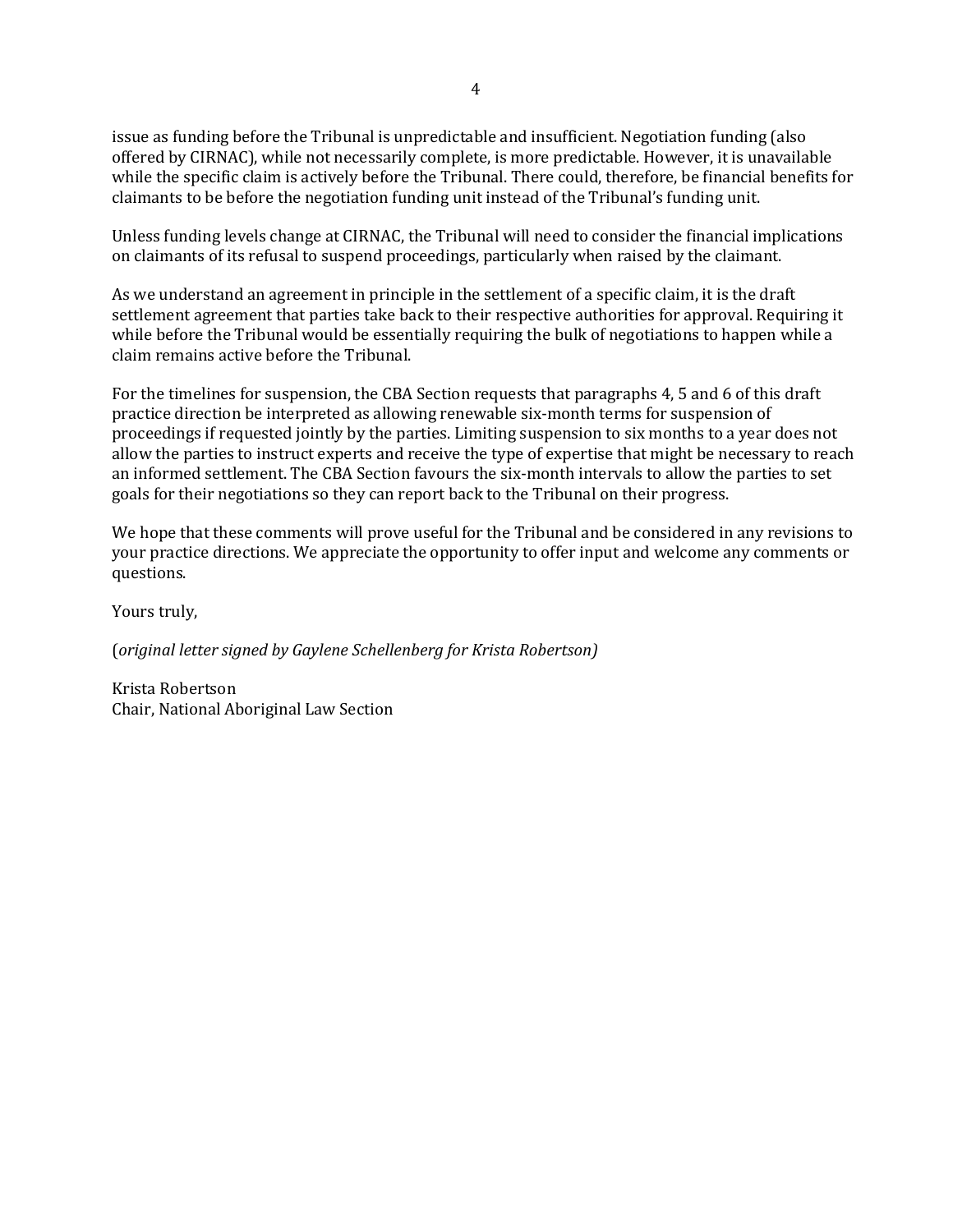issue as funding before the Tribunal is unpredictable and insufficient. Negotiation funding (also offered by CIRNAC), while not necessarily complete, is more predictable. However, it is unavailable while the specific claim is actively before the Tribunal. There could, therefore, be financial benefits for claimants to be before the negotiation funding unit instead of the Tribunal's funding unit.

Unless funding levels change at CIRNAC, the Tribunal will need to consider the financial implications on claimants of its refusal to suspend proceedings, particularly when raised by the claimant.

As we understand an agreement in principle in the settlement of a specific claim, it is the draft settlement agreement that parties take back to their respective authorities for approval. Requiring it while before the Tribunal would be essentially requiring the bulk of negotiations to happen while a claim remains active before the Tribunal.

For the timelines for suspension, the CBA Section requests that paragraphs 4, 5 and 6 of this draft practice direction be interpreted as allowing renewable six-month terms for suspension of proceedings if requested jointly by the parties. Limiting suspension to six months to a year does not allow the parties to instruct experts and receive the type of expertise that might be necessary to reach an informed settlement. The CBA Section favours the six-month intervals to allow the parties to set goals for their negotiations so they can report back to the Tribunal on their progress.

We hope that these comments will prove useful for the Tribunal and be considered in any revisions to your practice directions. We appreciate the opportunity to offer input and welcome any comments or questions.

Yours truly,

(*original letter signed by Gaylene Schellenberg for Krista Robertson)*

Krista Robertson
Chair, National Aboriginal Law Section